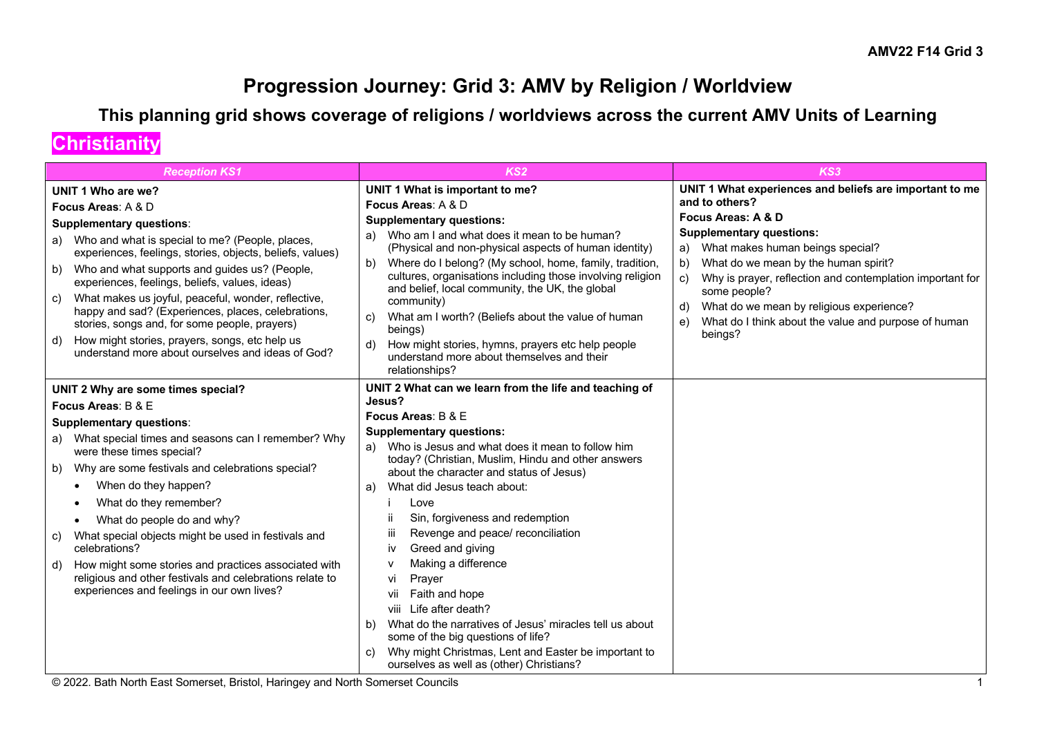# Progression Journey: Grid 3: AMV by Religion / Worldview

## This planning grid shows coverage of religions / worldviews across the current AMV Units of Learning

## Christianity

| *Reception KS1* | *KS2* | *KS3* |
| --- | --- | --- |
| **UNIT 1 Who are we?**<br>**Focus Areas**: A & D<br>**Supplementary questions**:<br>a) Who and what is special to me? (People, places, experiences, feelings, stories, objects, beliefs, values)<br>b) Who and what supports and guides us? (People, experiences, feelings, beliefs, values, ideas)<br>c) What makes us joyful, peaceful, wonder, reflective, happy and sad? (Experiences, places, celebrations, stories, songs and, for some people, prayers)<br>d) How might stories, prayers, songs, etc help us understand more about ourselves and ideas of God? | **UNIT 1 What is important to me?**<br>**Focus Areas**: A & D<br>**Supplementary questions:**<br>a) Who am I and what does it mean to be human? (Physical and non-physical aspects of human identity)<br>b) Where do I belong? (My school, home, family, tradition, cultures, organisations including those involving religion and belief, local community, the UK, the global community)<br>c) What am I worth? (Beliefs about the value of human beings)<br>d) How might stories, hymns, prayers etc help people understand more about themselves and their relationships? | **UNIT 1 What experiences and beliefs are important to me and to others?**<br>**Focus Areas: A & D**<br>**Supplementary questions:**<br>a) What makes human beings special?<br>b) What do we mean by the human spirit?<br>c) Why is prayer, reflection and contemplation important for some people?<br>d) What do we mean by religious experience?<br>e) What do I think about the value and purpose of human beings? |
| **UNIT 2 Why are some times special?**<br>**Focus Areas**: B & E<br>**Supplementary questions**:<br>a) What special times and seasons can I remember? Why were these times special?<br>b) Why are some festivals and celebrations special?<br>• When do they happen?<br>• What do they remember?<br>• What do people do and why?<br>c) What special objects might be used in festivals and celebrations?<br>d) How might some stories and practices associated with religious and other festivals and celebrations relate to experiences and feelings in our own lives? | **UNIT 2 What can we learn from the life and teaching of Jesus?**<br>**Focus Areas**: B & E<br>**Supplementary questions:**<br>a) Who is Jesus and what does it mean to follow him today? (Christian, Muslim, Hindu and other answers about the character and status of Jesus)<br>a) What did Jesus teach about:<br>i Love<br>ii Sin, forgiveness and redemption<br>iii Revenge and peace/ reconciliation<br>iv Greed and giving<br>v Making a difference<br>vi Prayer<br>vii Faith and hope<br>viii Life after death?<br>b) What do the narratives of Jesus' miracles tell us about some of the big questions of life?<br>c) Why might Christmas, Lent and Easter be important to ourselves as well as (other) Christians? | |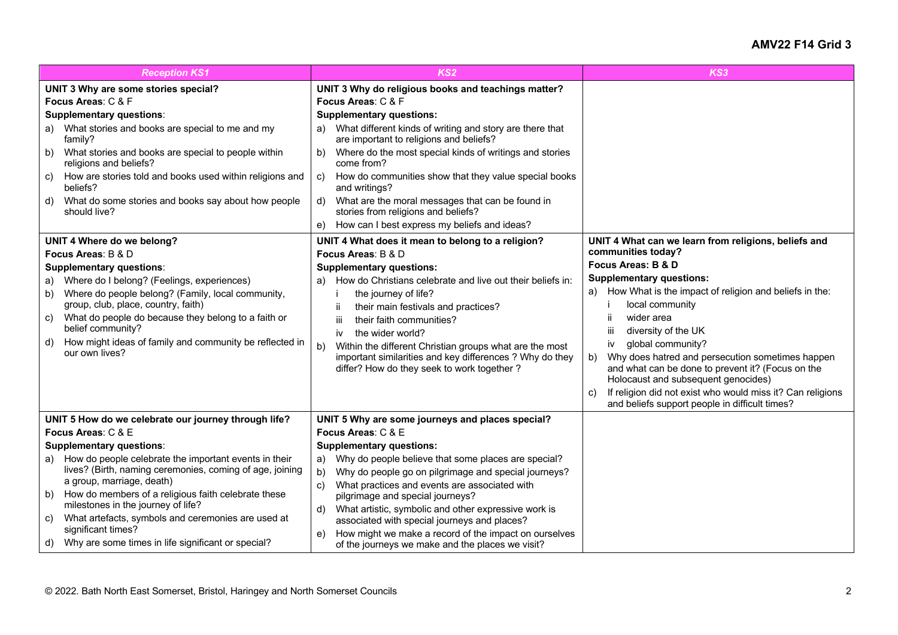**AMV22 F14 Grid 3**

| *Reception KS1* | *KS2* | *KS3* |
| --- | --- | --- |
| **UNIT 3 Why are some stories special?**<br>**Focus Areas**: C & F<br>**Supplementary questions**:<br>a) What stories and books are special to me and my family?<br>b) What stories and books are special to people within religions and beliefs?<br>c) How are stories told and books used within religions and beliefs?<br>d) What do some stories and books say about how people should live? | **UNIT 3 Why do religious books and teachings matter?**<br>**Focus Areas**: C & F<br>**Supplementary questions:**<br>a) What different kinds of writing and story are there that are important to religions and beliefs?<br>b) Where do the most special kinds of writings and stories come from?<br>c) How do communities show that they value special books and writings?<br>d) What are the moral messages that can be found in stories from religions and beliefs?<br>e) How can I best express my beliefs and ideas? | |
| **UNIT 4 Where do we belong?**<br>**Focus Areas**: B & D<br>**Supplementary questions**:<br>a) Where do I belong? (Feelings, experiences)<br>b) Where do people belong? (Family, local community, group, club, place, country, faith)<br>c) What do people do because they belong to a faith or belief community?<br>d) How might ideas of family and community be reflected in our own lives? | **UNIT 4 What does it mean to belong to a religion?**<br>**Focus Areas**: B & D<br>**Supplementary questions:**<br>a) How do Christians celebrate and live out their beliefs in:<br>i the journey of life?<br>ii their main festivals and practices?<br>iii their faith communities?<br>iv the wider world?<br>b) Within the different Christian groups what are the most important similarities and key differences ? Why do they differ? How do they seek to work together ? | **UNIT 4 What can we learn from religions, beliefs and communities today?**<br>**Focus Areas: B & D**<br>**Supplementary questions:**<br>a) How What is the impact of religion and beliefs in the:<br>i local community<br>ii wider area<br>iii diversity of the UK<br>iv global community?<br>b) Why does hatred and persecution sometimes happen and what can be done to prevent it? (Focus on the Holocaust and subsequent genocides)<br>c) If religion did not exist who would miss it? Can religions and beliefs support people in difficult times? |
| **UNIT 5 How do we celebrate our journey through life?**<br>**Focus Areas**: C & E<br>**Supplementary questions**:<br>a) How do people celebrate the important events in their lives? (Birth, naming ceremonies, coming of age, joining a group, marriage, death)<br>b) How do members of a religious faith celebrate these milestones in the journey of life?<br>c) What artefacts, symbols and ceremonies are used at significant times?<br>d) Why are some times in life significant or special? | **UNIT 5 Why are some journeys and places special?**<br>**Focus Areas**: C & E<br>**Supplementary questions:**<br>a) Why do people believe that some places are special?<br>b) Why do people go on pilgrimage and special journeys?<br>c) What practices and events are associated with pilgrimage and special journeys?<br>d) What artistic, symbolic and other expressive work is associated with special journeys and places?<br>e) How might we make a record of the impact on ourselves of the journeys we make and the places we visit? | |

© 2022. Bath North East Somerset, Bristol, Haringey and North Somerset Councils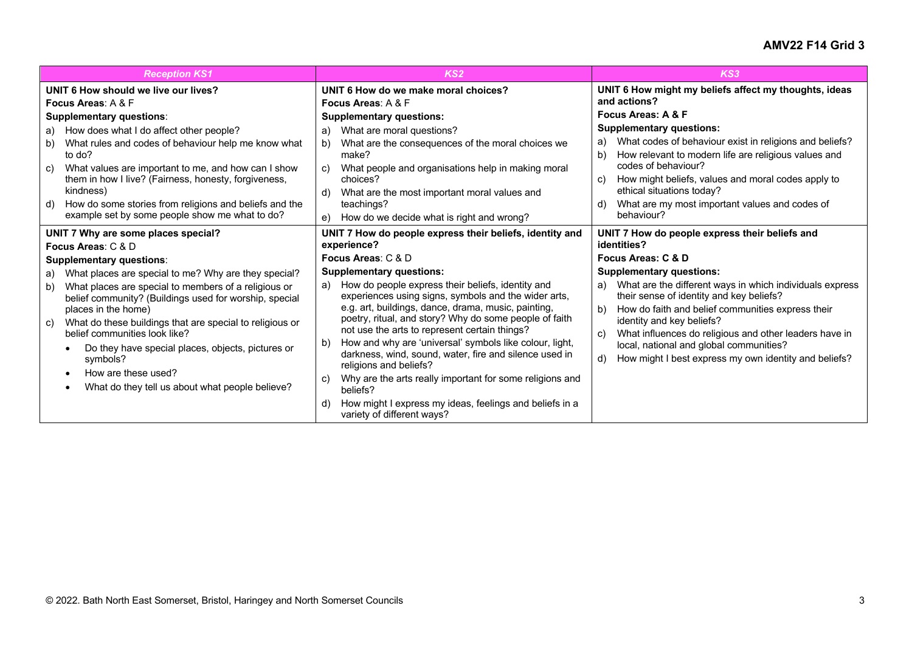## AMV22 F14 Grid 3

| *Reception KS1* | *KS2* | *KS3* |
|---|---|---|
| **UNIT 6 How should we live our lives?**<br>**Focus Areas**: A & F<br>**Supplementary questions**:<br>a) How does what I do affect other people?<br>b) What rules and codes of behaviour help me know what to do?<br>c) What values are important to me, and how can I show them in how I live? (Fairness, honesty, forgiveness, kindness)<br>d) How do some stories from religions and beliefs and the example set by some people show me what to do? | **UNIT 6 How do we make moral choices?**<br>**Focus Areas**: A & F<br>**Supplementary questions:**<br>a) What are moral questions?<br>b) What are the consequences of the moral choices we make?<br>c) What people and organisations help in making moral choices?<br>d) What are the most important moral values and teachings?<br>e) How do we decide what is right and wrong? | **UNIT 6 How might my beliefs affect my thoughts, ideas and actions?**<br>**Focus Areas: A & F**<br>**Supplementary questions:**<br>a) What codes of behaviour exist in religions and beliefs?<br>b) How relevant to modern life are religious values and codes of behaviour?<br>c) How might beliefs, values and moral codes apply to ethical situations today?<br>d) What are my most important values and codes of behaviour? |
| **UNIT 7 Why are some places special?**<br>**Focus Areas**: C & D<br>**Supplementary questions**:<br>a) What places are special to me? Why are they special?<br>b) What places are special to members of a religious or belief community? (Buildings used for worship, special places in the home)<br>c) What do these buildings that are special to religious or belief communities look like?<br>• Do they have special places, objects, pictures or symbols?<br>• How are these used?<br>• What do they tell us about what people believe? | **UNIT 7 How do people express their beliefs, identity and experience?**<br>**Focus Areas**: C & D<br>**Supplementary questions:**<br>a) How do people express their beliefs, identity and experiences using signs, symbols and the wider arts, e.g. art, buildings, dance, drama, music, painting, poetry, ritual, and story? Why do some people of faith not use the arts to represent certain things?<br>b) How and why are 'universal' symbols like colour, light, darkness, wind, sound, water, fire and silence used in religions and beliefs?<br>c) Why are the arts really important for some religions and beliefs?<br>d) How might I express my ideas, feelings and beliefs in a variety of different ways? | **UNIT 7 How do people express their beliefs and identities?**<br>**Focus Areas: C & D**<br>**Supplementary questions:**<br>a) What are the different ways in which individuals express their sense of identity and key beliefs?<br>b) How do faith and belief communities express their identity and key beliefs?<br>c) What influences do religious and other leaders have in local, national and global communities?<br>d) How might I best express my own identity and beliefs? |

© 2022. Bath North East Somerset, Bristol, Haringey and North Somerset Councils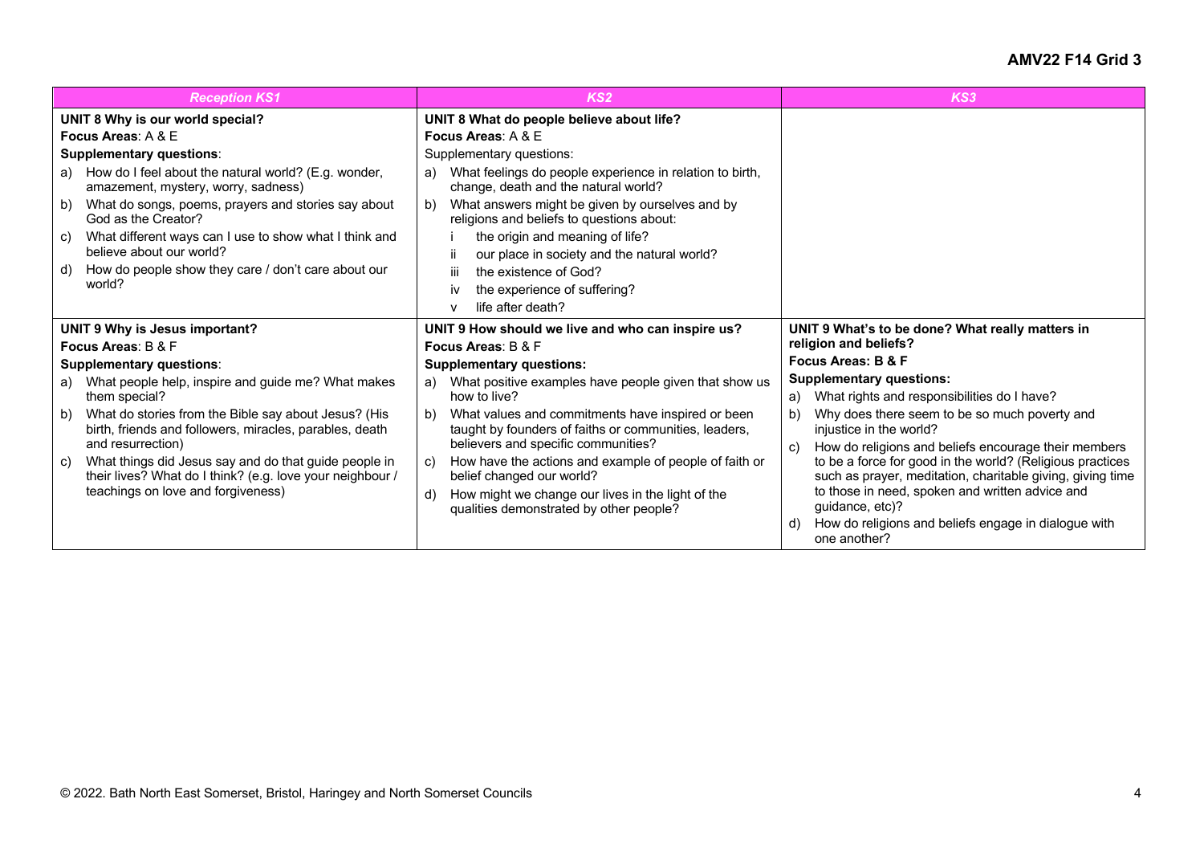**AMV22 F14 Grid 3**

| *Reception KS1* | *KS2* | *KS3* |
| --- | --- | --- |
| **UNIT 8 Why is our world special?**<br>**Focus Areas**: A & E<br>**Supplementary questions**:<br>a) How do I feel about the natural world? (E.g. wonder, amazement, mystery, worry, sadness)<br>b) What do songs, poems, prayers and stories say about God as the Creator?<br>c) What different ways can I use to show what I think and believe about our world?<br>d) How do people show they care / don't care about our world? | **UNIT 8 What do people believe about life?**<br>**Focus Areas**: A & E<br>Supplementary questions:<br>a) What feelings do people experience in relation to birth, change, death and the natural world?<br>b) What answers might be given by ourselves and by religions and beliefs to questions about:<br>i the origin and meaning of life?<br>ii our place in society and the natural world?<br>iii the existence of God?<br>iv the experience of suffering?<br>v life after death? | |
| **UNIT 9 Why is Jesus important?**<br>**Focus Areas**: B & F<br>**Supplementary questions**:<br>a) What people help, inspire and guide me? What makes them special?<br>b) What do stories from the Bible say about Jesus? (His birth, friends and followers, miracles, parables, death and resurrection)<br>c) What things did Jesus say and do that guide people in their lives? What do I think? (e.g. love your neighbour / teachings on love and forgiveness) | **UNIT 9 How should we live and who can inspire us?**<br>**Focus Areas**: B & F<br>**Supplementary questions:**<br>a) What positive examples have people given that show us how to live?<br>b) What values and commitments have inspired or been taught by founders of faiths or communities, leaders, believers and specific communities?<br>c) How have the actions and example of people of faith or belief changed our world?<br>d) How might we change our lives in the light of the qualities demonstrated by other people? | **UNIT 9 What's to be done? What really matters in religion and beliefs?**<br>**Focus Areas: B & F**<br>**Supplementary questions:**<br>a) What rights and responsibilities do I have?<br>b) Why does there seem to be so much poverty and injustice in the world?<br>c) How do religions and beliefs encourage their members to be a force for good in the world? (Religious practices such as prayer, meditation, charitable giving, giving time to those in need, spoken and written advice and guidance, etc)?<br>d) How do religions and beliefs engage in dialogue with one another? |

© 2022. Bath North East Somerset, Bristol, Haringey and North Somerset Councils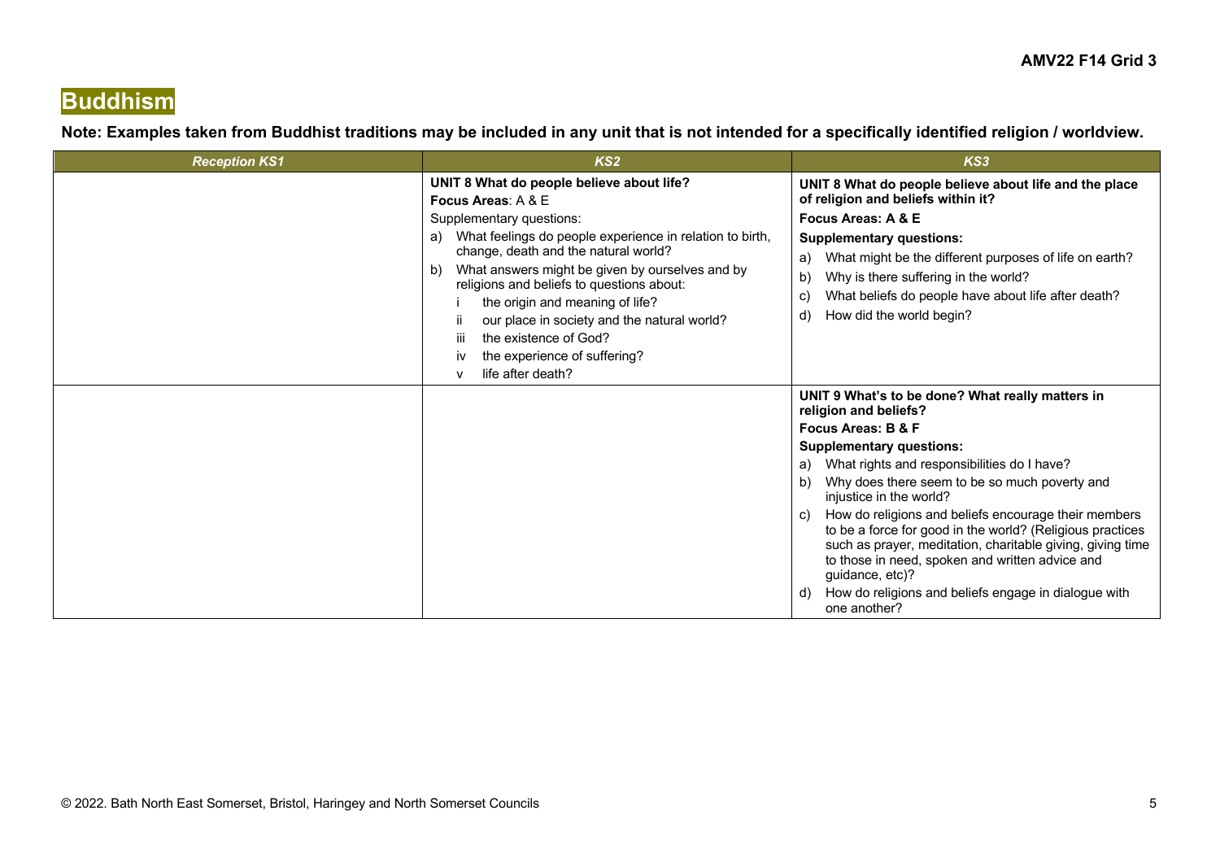# Buddhism

**Note: Examples taken from Buddhist traditions may be included in any unit that is not intended for a specifically identified religion / worldview.**

| *Reception KS1* | *KS2* | *KS3* |
|---|---|---|
| | **UNIT 8 What do people believe about life?**<br>**Focus Areas**: A & E<br>Supplementary questions:<br>a) What feelings do people experience in relation to birth, change, death and the natural world?<br>b) What answers might be given by ourselves and by religions and beliefs to questions about:<br>i the origin and meaning of life?<br>ii our place in society and the natural world?<br>iii the existence of God?<br>iv the experience of suffering?<br>v life after death? | **UNIT 8 What do people believe about life and the place of religion and beliefs within it?**<br>**Focus Areas: A & E**<br>**Supplementary questions:**<br>a) What might be the different purposes of life on earth?<br>b) Why is there suffering in the world?<br>c) What beliefs do people have about life after death?<br>d) How did the world begin? |
| | | **UNIT 9 What's to be done? What really matters in religion and beliefs?**<br>**Focus Areas: B & F**<br>**Supplementary questions:**<br>a) What rights and responsibilities do I have?<br>b) Why does there seem to be so much poverty and injustice in the world?<br>c) How do religions and beliefs encourage their members to be a force for good in the world? (Religious practices such as prayer, meditation, charitable giving, giving time to those in need, spoken and written advice and guidance, etc)?<br>d) How do religions and beliefs engage in dialogue with one another? |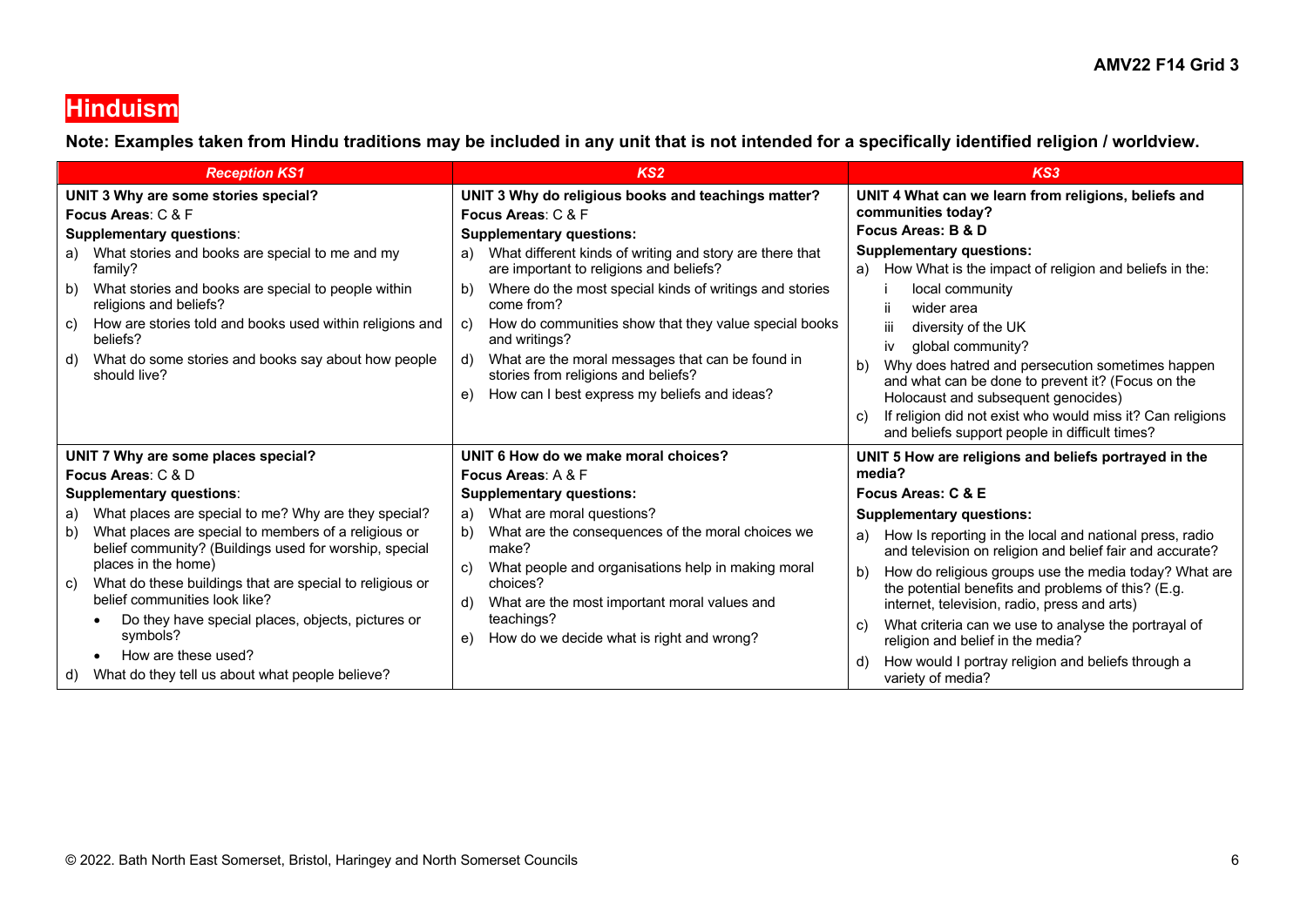# Hinduism

**Note: Examples taken from Hindu traditions may be included in any unit that is not intended for a specifically identified religion / worldview.**

| *Reception KS1* | *KS2* | *KS3* |
|---|---|---|
| **UNIT 3 Why are some stories special?**<br>**Focus Areas**: C & F<br>**Supplementary questions**:<br>a) What stories and books are special to me and my family?<br>b) What stories and books are special to people within religions and beliefs?<br>c) How are stories told and books used within religions and beliefs?<br>d) What do some stories and books say about how people should live? | **UNIT 3 Why do religious books and teachings matter?**<br>**Focus Areas**: C & F<br>**Supplementary questions:**<br>a) What different kinds of writing and story are there that are important to religions and beliefs?<br>b) Where do the most special kinds of writings and stories come from?<br>c) How do communities show that they value special books and writings?<br>d) What are the moral messages that can be found in stories from religions and beliefs?<br>e) How can I best express my beliefs and ideas? | **UNIT 4 What can we learn from religions, beliefs and communities today?**<br>**Focus Areas: B & D**<br>**Supplementary questions:**<br>a) How What is the impact of religion and beliefs in the:<br>i local community<br>ii wider area<br>iii diversity of the UK<br>iv global community?<br>b) Why does hatred and persecution sometimes happen and what can be done to prevent it? (Focus on the Holocaust and subsequent genocides)<br>c) If religion did not exist who would miss it? Can religions and beliefs support people in difficult times? |
| **UNIT 7 Why are some places special?**<br>**Focus Areas**: C & D<br>**Supplementary questions**:<br>a) What places are special to me? Why are they special?<br>b) What places are special to members of a religious or belief community? (Buildings used for worship, special places in the home)<br>c) What do these buildings that are special to religious or belief communities look like?<br>• Do they have special places, objects, pictures or symbols?<br>• How are these used?<br>d) What do they tell us about what people believe? | **UNIT 6 How do we make moral choices?**<br>**Focus Areas**: A & F<br>**Supplementary questions:**<br>a) What are moral questions?<br>b) What are the consequences of the moral choices we make?<br>c) What people and organisations help in making moral choices?<br>d) What are the most important moral values and teachings?<br>e) How do we decide what is right and wrong? | **UNIT 5 How are religions and beliefs portrayed in the media?**<br>**Focus Areas: C & E**<br>**Supplementary questions:**<br>a) How Is reporting in the local and national press, radio and television on religion and belief fair and accurate?<br>b) How do religious groups use the media today? What are the potential benefits and problems of this? (E.g. internet, television, radio, press and arts)<br>c) What criteria can we use to analyse the portrayal of religion and belief in the media?<br>d) How would I portray religion and beliefs through a variety of media? |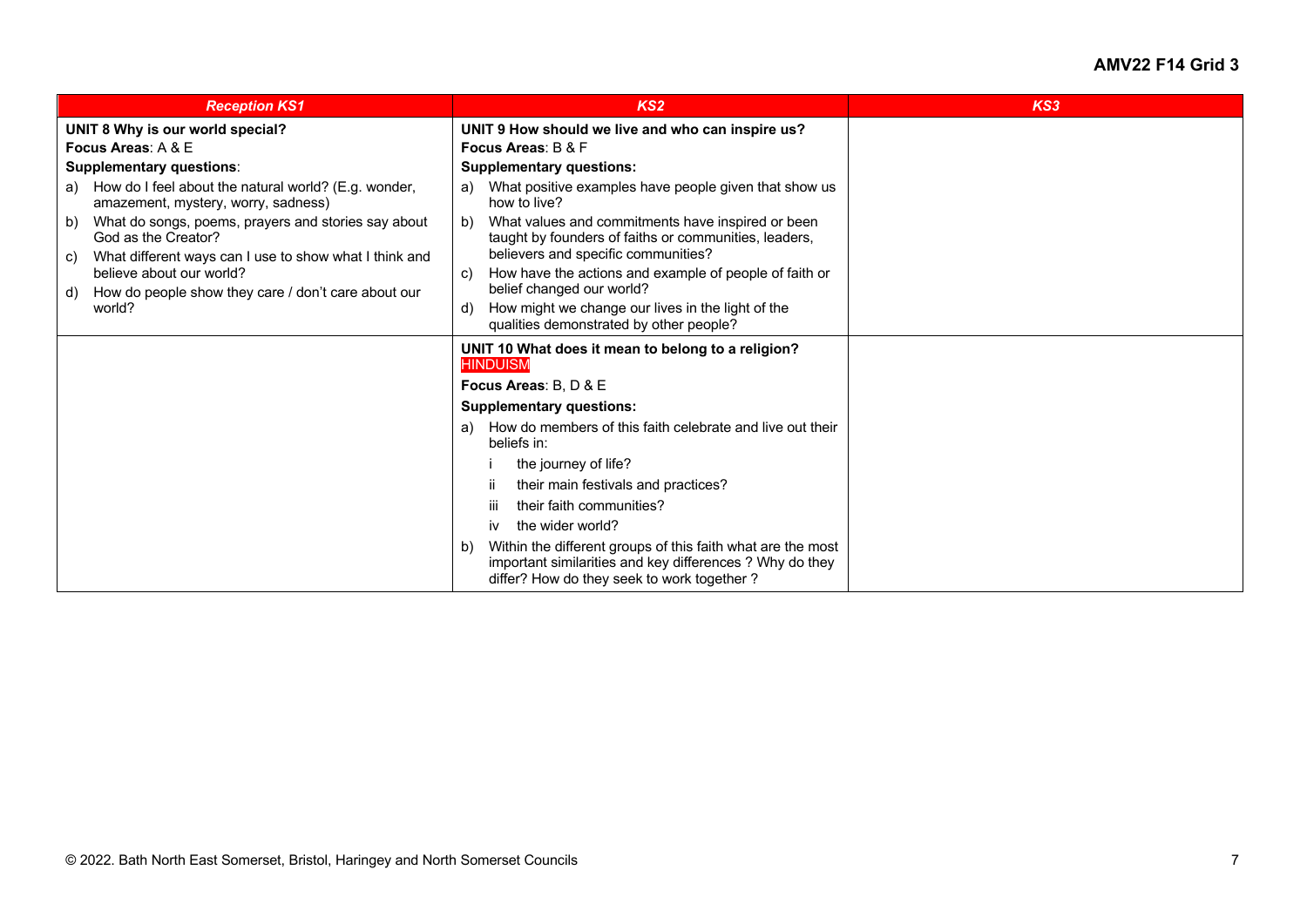| *Reception KS1* | *KS2* | *KS3* |
| --- | --- | --- |
| **UNIT 8 Why is our world special?**<br>**Focus Areas**: A & E<br>**Supplementary questions**:<br>a) How do I feel about the natural world? (E.g. wonder, amazement, mystery, worry, sadness)<br>b) What do songs, poems, prayers and stories say about God as the Creator?<br>c) What different ways can I use to show what I think and believe about our world?<br>d) How do people show they care / don't care about our world? | **UNIT 9 How should we live and who can inspire us?**<br>**Focus Areas**: B & F<br>**Supplementary questions:**<br>a) What positive examples have people given that show us how to live?<br>b) What values and commitments have inspired or been taught by founders of faiths or communities, leaders, believers and specific communities?<br>c) How have the actions and example of people of faith or belief changed our world?<br>d) How might we change our lives in the light of the qualities demonstrated by other people? | |
| | **UNIT 10 What does it mean to belong to a religion?**<br>HINDUISM<br>**Focus Areas**: B, D & E<br>**Supplementary questions:**<br>a) How do members of this faith celebrate and live out their beliefs in:<br>i the journey of life?<br>ii their main festivals and practices?<br>iii their faith communities?<br>iv the wider world?<br>b) Within the different groups of this faith what are the most important similarities and key differences ? Why do they differ? How do they seek to work together ? | |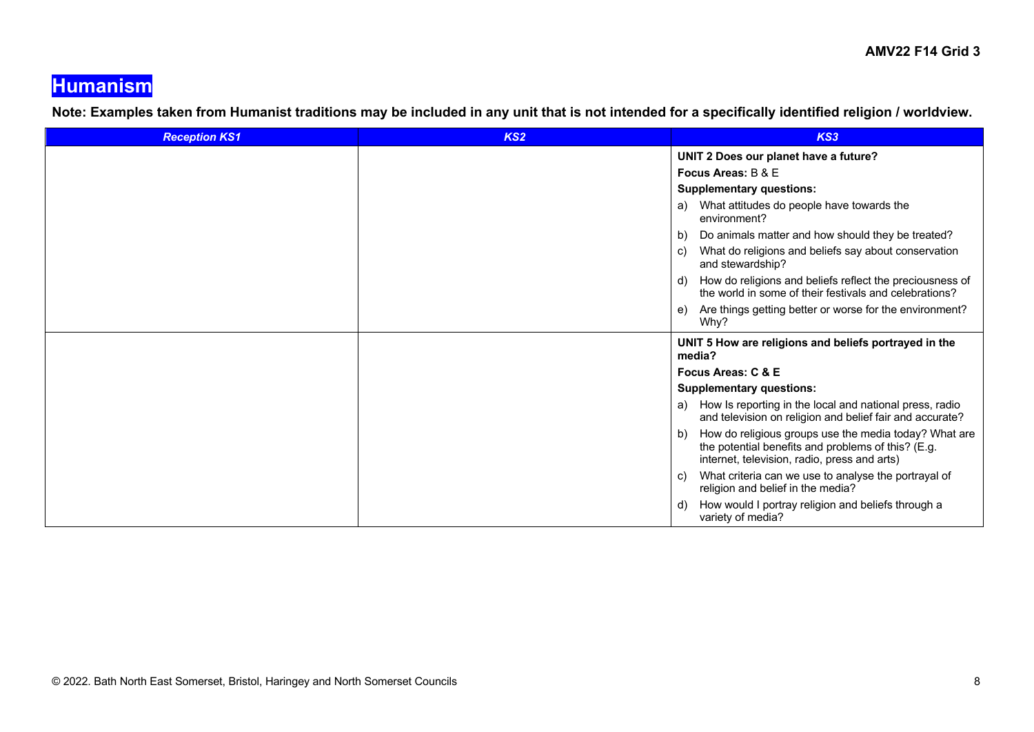AMV22 F14 Grid 3

# Humanism

**Note: Examples taken from Humanist traditions may be included in any unit that is not intended for a specifically identified religion / worldview.**

| *Reception KS1* | *KS2* | *KS3* |
|---|---|---|
| | | **UNIT 2 Does our planet have a future?**<br>**Focus Areas:** B & E<br>**Supplementary questions:**<br>a) What attitudes do people have towards the environment?<br>b) Do animals matter and how should they be treated?<br>c) What do religions and beliefs say about conservation and stewardship?<br>d) How do religions and beliefs reflect the preciousness of the world in some of their festivals and celebrations?<br>e) Are things getting better or worse for the environment? Why? |
| | | **UNIT 5 How are religions and beliefs portrayed in the media?**<br>**Focus Areas: C & E**<br>**Supplementary questions:**<br>a) How Is reporting in the local and national press, radio and television on religion and belief fair and accurate?<br>b) How do religious groups use the media today? What are the potential benefits and problems of this? (E.g. internet, television, radio, press and arts)<br>c) What criteria can we use to analyse the portrayal of religion and belief in the media?<br>d) How would I portray religion and beliefs through a variety of media? |

© 2022. Bath North East Somerset, Bristol, Haringey and North Somerset Councils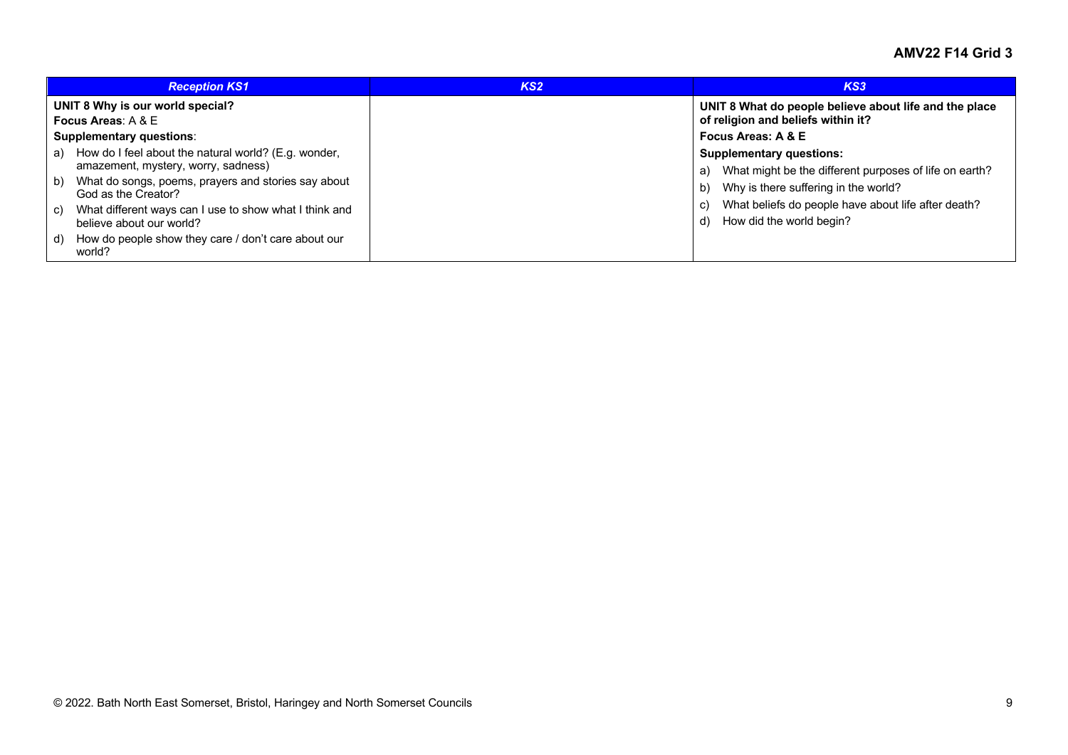## AMV22 F14 Grid 3

| *Reception KS1* | *KS2* | *KS3* |
|---|---|---|
| **UNIT 8 Why is our world special?**<br>**Focus Areas**: A & E<br>**Supplementary questions**:<br>a) How do I feel about the natural world? (E.g. wonder, amazement, mystery, worry, sadness)<br>b) What do songs, poems, prayers and stories say about God as the Creator?<br>c) What different ways can I use to show what I think and believe about our world?<br>d) How do people show they care / don't care about our world? | | **UNIT 8 What do people believe about life and the place of religion and beliefs within it?**<br>**Focus Areas: A & E**<br>**Supplementary questions:**<br>a) What might be the different purposes of life on earth?<br>b) Why is there suffering in the world?<br>c) What beliefs do people have about life after death?<br>d) How did the world begin? |

© 2022. Bath North East Somerset, Bristol, Haringey and North Somerset Councils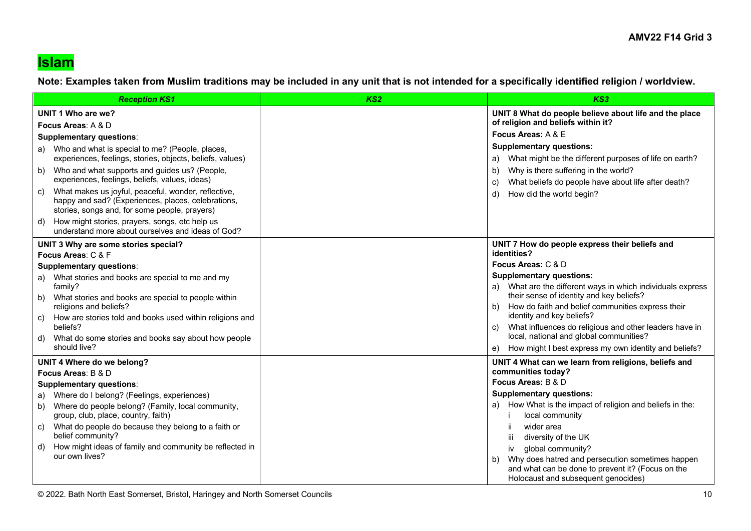# Islam

**Note: Examples taken from Muslim traditions may be included in any unit that is not intended for a specifically identified religion / worldview.**

| *Reception KS1* | *KS2* | *KS3* |
|---|---|---|
| **UNIT 1 Who are we?**<br>**Focus Areas**: A & D<br>**Supplementary questions**:<br>a) Who and what is special to me? (People, places, experiences, feelings, stories, objects, beliefs, values)<br>b) Who and what supports and guides us? (People, experiences, feelings, beliefs, values, ideas)<br>c) What makes us joyful, peaceful, wonder, reflective, happy and sad? (Experiences, places, celebrations, stories, songs and, for some people, prayers)<br>d) How might stories, prayers, songs, etc help us understand more about ourselves and ideas of God? | | **UNIT 8 What do people believe about life and the place of religion and beliefs within it?**<br>**Focus Areas:** A & E<br>**Supplementary questions:**<br>a) What might be the different purposes of life on earth?<br>b) Why is there suffering in the world?<br>c) What beliefs do people have about life after death?<br>d) How did the world begin? |
| **UNIT 3 Why are some stories special?**<br>**Focus Areas**: C & F<br>**Supplementary questions**:<br>a) What stories and books are special to me and my family?<br>b) What stories and books are special to people within religions and beliefs?<br>c) How are stories told and books used within religions and beliefs?<br>d) What do some stories and books say about how people should live? | | **UNIT 7 How do people express their beliefs and identities?**<br>**Focus Areas:** C & D<br>**Supplementary questions:**<br>a) What are the different ways in which individuals express their sense of identity and key beliefs?<br>b) How do faith and belief communities express their identity and key beliefs?<br>c) What influences do religious and other leaders have in local, national and global communities?<br>e) How might I best express my own identity and beliefs? |
| **UNIT 4 Where do we belong?**<br>**Focus Areas**: B & D<br>**Supplementary questions**:<br>a) Where do I belong? (Feelings, experiences)<br>b) Where do people belong? (Family, local community, group, club, place, country, faith)<br>c) What do people do because they belong to a faith or belief community?<br>d) How might ideas of family and community be reflected in our own lives? | | **UNIT 4 What can we learn from religions, beliefs and communities today?**<br>**Focus Areas:** B & D<br>**Supplementary questions:**<br>a) How What is the impact of religion and beliefs in the:<br>i local community<br>ii wider area<br>iii diversity of the UK<br>iv global community?<br>b) Why does hatred and persecution sometimes happen and what can be done to prevent it? (Focus on the Holocaust and subsequent genocides) |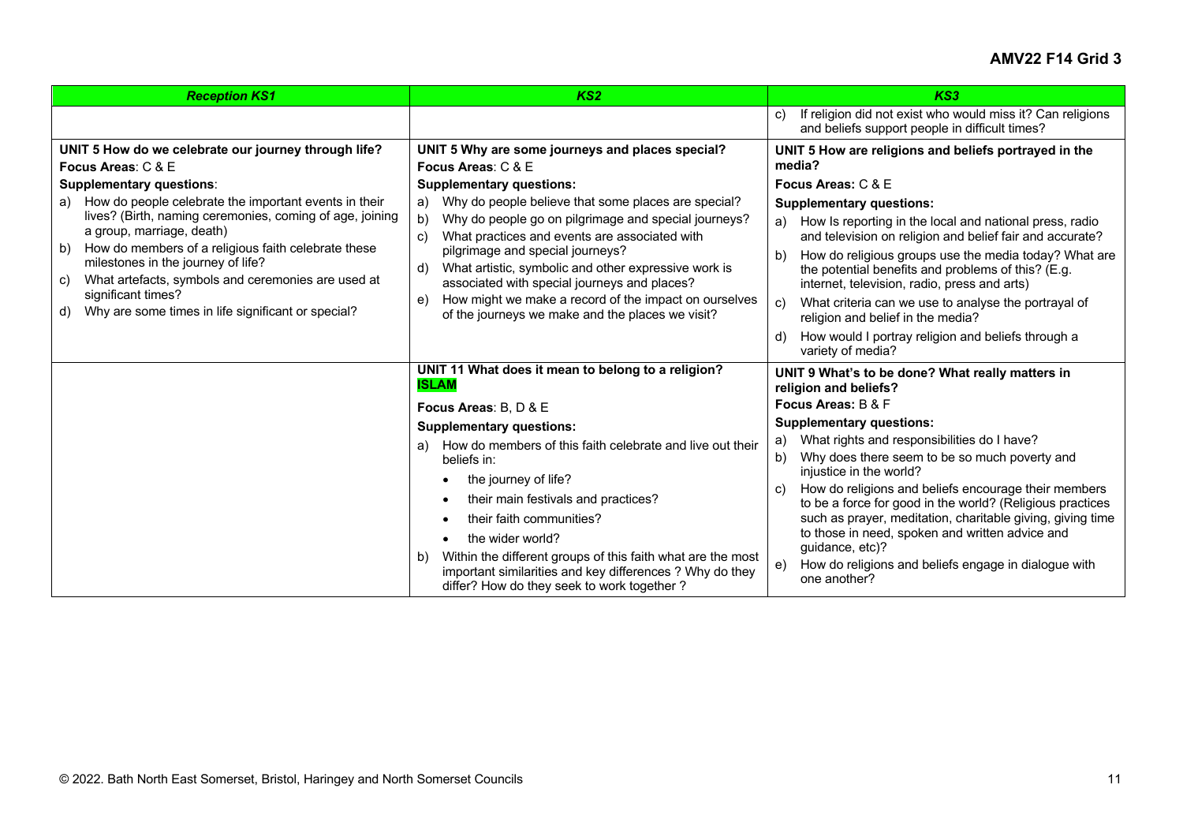**AMV22 F14 Grid 3**

| *Reception KS1* | *KS2* | *KS3* |
|---|---|---|
| | | c) If religion did not exist who would miss it? Can religions and beliefs support people in difficult times? |
| **UNIT 5 How do we celebrate our journey through life?**<br>**Focus Areas**: C & E<br>**Supplementary questions**:<br>a) How do people celebrate the important events in their lives? (Birth, naming ceremonies, coming of age, joining a group, marriage, death)<br>b) How do members of a religious faith celebrate these milestones in the journey of life?<br>c) What artefacts, symbols and ceremonies are used at significant times?<br>d) Why are some times in life significant or special? | **UNIT 5 Why are some journeys and places special?**<br>**Focus Areas**: C & E<br>**Supplementary questions:**<br>a) Why do people believe that some places are special?<br>b) Why do people go on pilgrimage and special journeys?<br>c) What practices and events are associated with pilgrimage and special journeys?<br>d) What artistic, symbolic and other expressive work is associated with special journeys and places?<br>e) How might we make a record of the impact on ourselves of the journeys we make and the places we visit? | **UNIT 5 How are religions and beliefs portrayed in the media?**<br>**Focus Areas:** C & E<br>**Supplementary questions:**<br>a) How Is reporting in the local and national press, radio and television on religion and belief fair and accurate?<br>b) How do religious groups use the media today? What are the potential benefits and problems of this? (E.g. internet, television, radio, press and arts)<br>c) What criteria can we use to analyse the portrayal of religion and belief in the media?<br>d) How would I portray religion and beliefs through a variety of media? |
| | **UNIT 11 What does it mean to belong to a religion? ISLAM**<br>**Focus Areas**: B, D & E<br>**Supplementary questions:**<br>a) How do members of this faith celebrate and live out their beliefs in:<br>• the journey of life?<br>• their main festivals and practices?<br>• their faith communities?<br>• the wider world?<br>b) Within the different groups of this faith what are the most important similarities and key differences ? Why do they differ? How do they seek to work together ? | **UNIT 9 What's to be done? What really matters in religion and beliefs?**<br>**Focus Areas:** B & F<br>**Supplementary questions:**<br>a) What rights and responsibilities do I have?<br>b) Why does there seem to be so much poverty and injustice in the world?<br>c) How do religions and beliefs encourage their members to be a force for good in the world? (Religious practices such as prayer, meditation, charitable giving, giving time to those in need, spoken and written advice and guidance, etc)?<br>e) How do religions and beliefs engage in dialogue with one another? |

© 2022. Bath North East Somerset, Bristol, Haringey and North Somerset Councils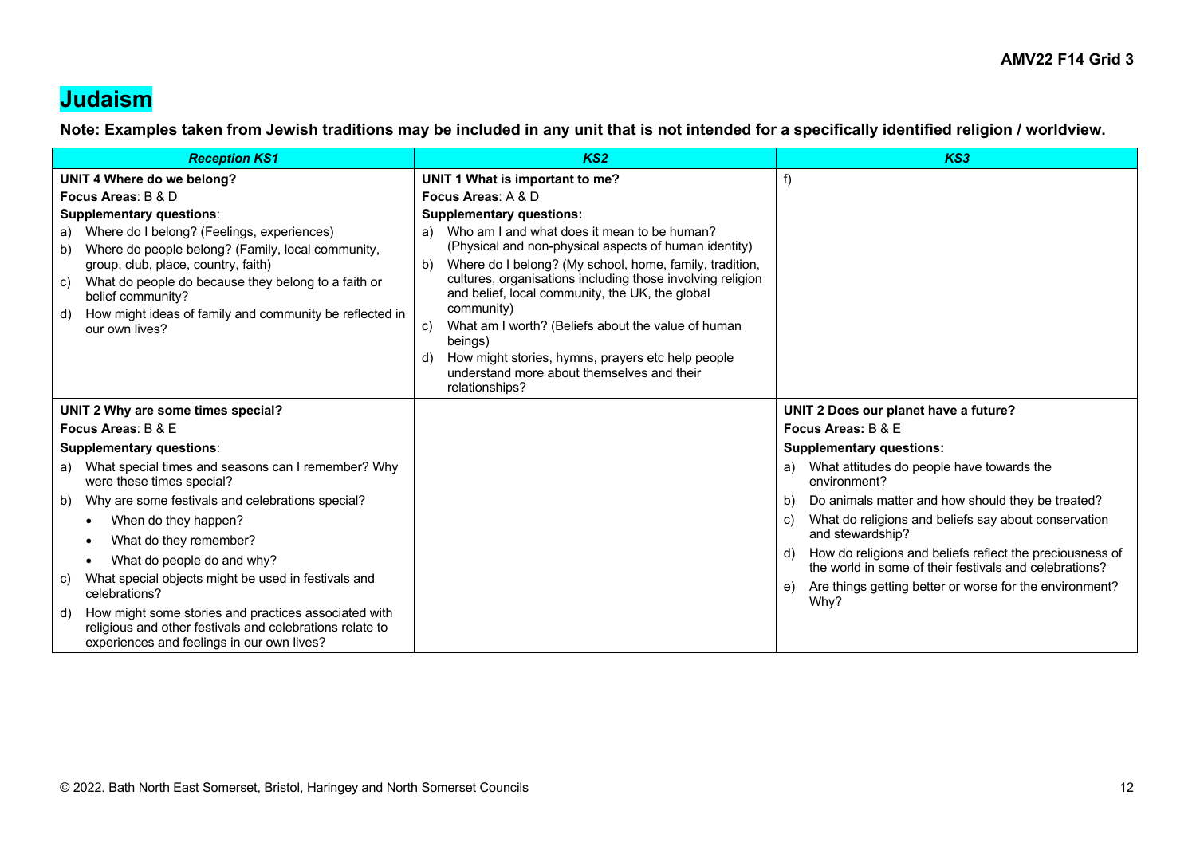# Judaism

**Note: Examples taken from Jewish traditions may be included in any unit that is not intended for a specifically identified religion / worldview.**

| *Reception KS1* | *KS2* | *KS3* |
|---|---|---|
| **UNIT 4 Where do we belong?**<br>**Focus Areas**: B & D<br>**Supplementary questions**:<br>a) Where do I belong? (Feelings, experiences)<br>b) Where do people belong? (Family, local community, group, club, place, country, faith)<br>c) What do people do because they belong to a faith or belief community?<br>d) How might ideas of family and community be reflected in our own lives? | **UNIT 1 What is important to me?**<br>**Focus Areas**: A & D<br>**Supplementary questions:**<br>a) Who am I and what does it mean to be human? (Physical and non-physical aspects of human identity)<br>b) Where do I belong? (My school, home, family, tradition, cultures, organisations including those involving religion and belief, local community, the UK, the global community)<br>c) What am I worth? (Beliefs about the value of human beings)<br>d) How might stories, hymns, prayers etc help people understand more about themselves and their relationships? | f) |
| **UNIT 2 Why are some times special?**<br>**Focus Areas**: B & E<br>**Supplementary questions**:<br>a) What special times and seasons can I remember? Why were these times special?<br>b) Why are some festivals and celebrations special?<br>• When do they happen?<br>• What do they remember?<br>• What do people do and why?<br>c) What special objects might be used in festivals and celebrations?<br>d) How might some stories and practices associated with religious and other festivals and celebrations relate to experiences and feelings in our own lives? | | **UNIT 2 Does our planet have a future?**<br>**Focus Areas:** B & E<br>**Supplementary questions:**<br>a) What attitudes do people have towards the environment?<br>b) Do animals matter and how should they be treated?<br>c) What do religions and beliefs say about conservation and stewardship?<br>d) How do religions and beliefs reflect the preciousness of the world in some of their festivals and celebrations?<br>e) Are things getting better or worse for the environment? Why? |

© 2022. Bath North East Somerset, Bristol, Haringey and North Somerset Councils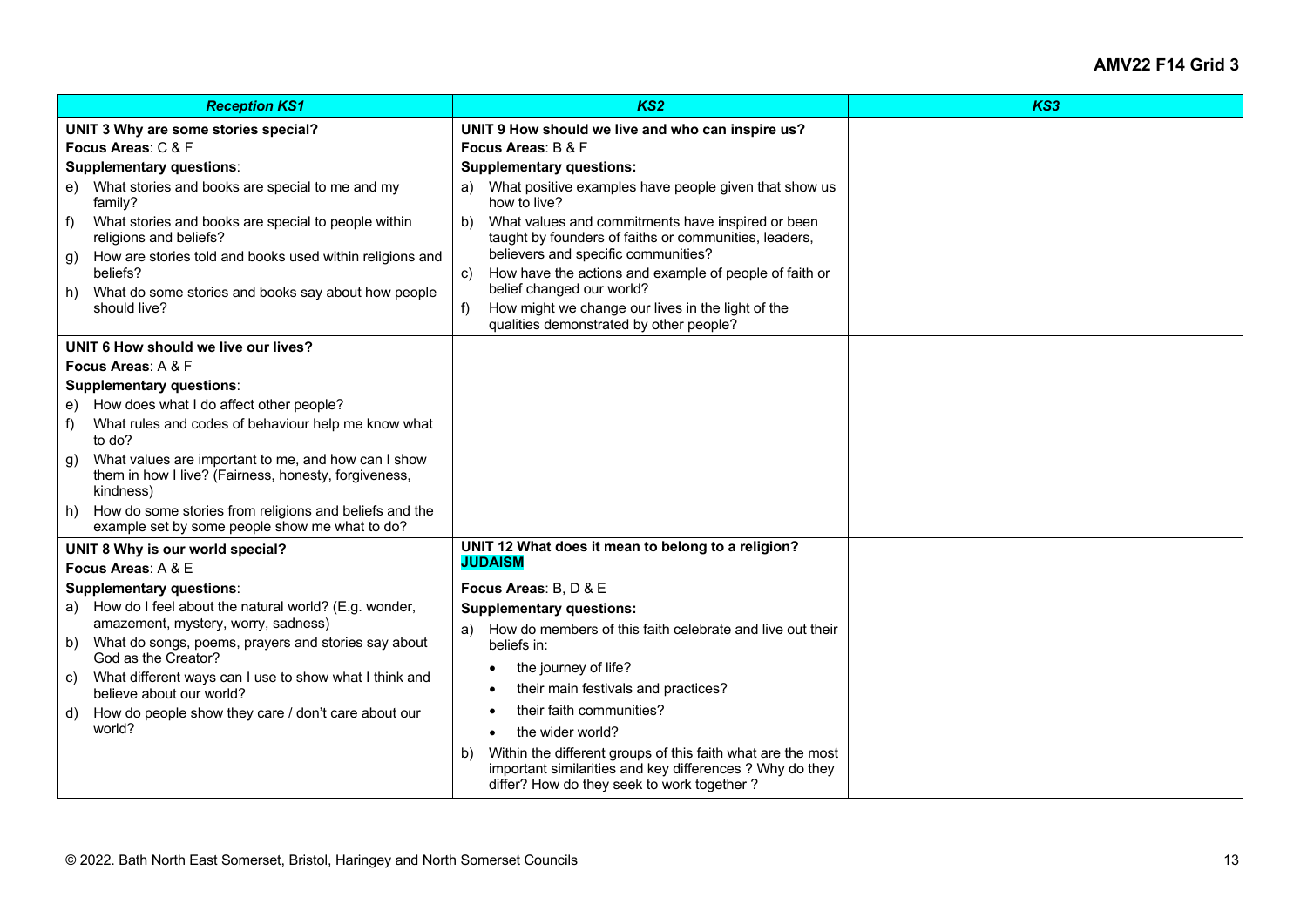| *Reception KS1* | *KS2* | *KS3* |
|---|---|---|
| **UNIT 3 Why are some stories special?**<br>**Focus Areas**: C & F<br>**Supplementary questions**:<br>e) What stories and books are special to me and my family?<br>f) What stories and books are special to people within religions and beliefs?<br>g) How are stories told and books used within religions and beliefs?<br>h) What do some stories and books say about how people should live? | **UNIT 9 How should we live and who can inspire us?**<br>**Focus Areas**: B & F<br>**Supplementary questions:**<br>a) What positive examples have people given that show us how to live?<br>b) What values and commitments have inspired or been taught by founders of faiths or communities, leaders, believers and specific communities?<br>c) How have the actions and example of people of faith or belief changed our world?<br>f) How might we change our lives in the light of the qualities demonstrated by other people? | |
| **UNIT 6 How should we live our lives?**<br>**Focus Areas**: A & F<br>**Supplementary questions**:<br>e) How does what I do affect other people?<br>f) What rules and codes of behaviour help me know what to do?<br>g) What values are important to me, and how can I show them in how I live? (Fairness, honesty, forgiveness, kindness)<br>h) How do some stories from religions and beliefs and the example set by some people show me what to do? | | |
| **UNIT 8 Why is our world special?**<br>**Focus Areas**: A & E<br>**Supplementary questions**:<br>a) How do I feel about the natural world? (E.g. wonder, amazement, mystery, worry, sadness)<br>b) What do songs, poems, prayers and stories say about God as the Creator?<br>c) What different ways can I use to show what I think and believe about our world?<br>d) How do people show they care / don't care about our world? | **UNIT 12 What does it mean to belong to a religion? JUDAISM**<br>**Focus Areas**: B, D & E<br>**Supplementary questions:**<br>a) How do members of this faith celebrate and live out their beliefs in:<br>• the journey of life?<br>• their main festivals and practices?<br>• their faith communities?<br>• the wider world?<br>b) Within the different groups of this faith what are the most important similarities and key differences ? Why do they differ? How do they seek to work together ? | |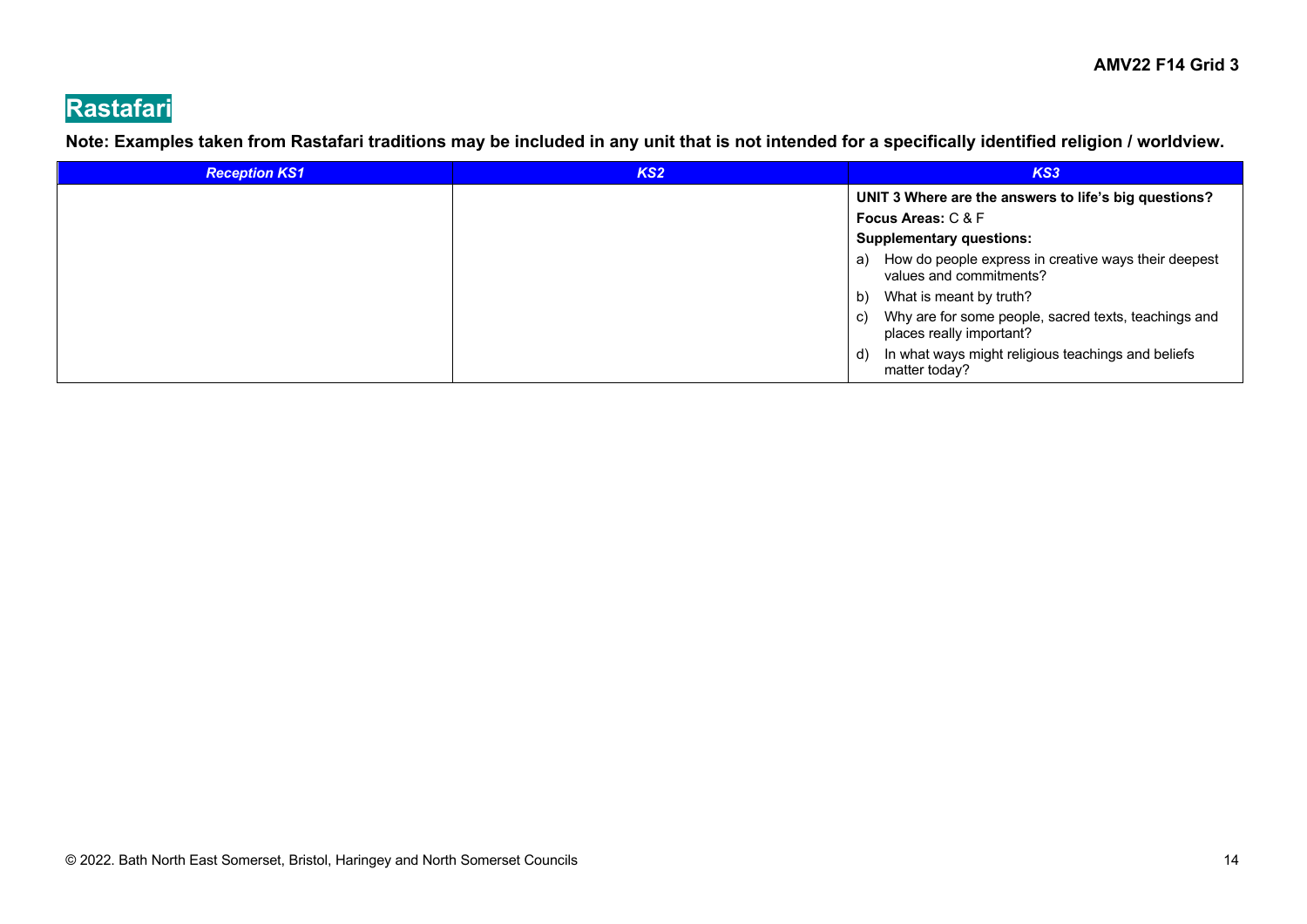# Rastafari

**Note: Examples taken from Rastafari traditions may be included in any unit that is not intended for a specifically identified religion / worldview.**

| *Reception KS1* | *KS2* | *KS3* |
|---|---|---|
| | | **UNIT 3 Where are the answers to life's big questions?**<br>**Focus Areas:** C & F<br>**Supplementary questions:**<br>a) How do people express in creative ways their deepest values and commitments?<br>b) What is meant by truth?<br>c) Why are for some people, sacred texts, teachings and places really important?<br>d) In what ways might religious teachings and beliefs matter today? |

© 2022. Bath North East Somerset, Bristol, Haringey and North Somerset Councils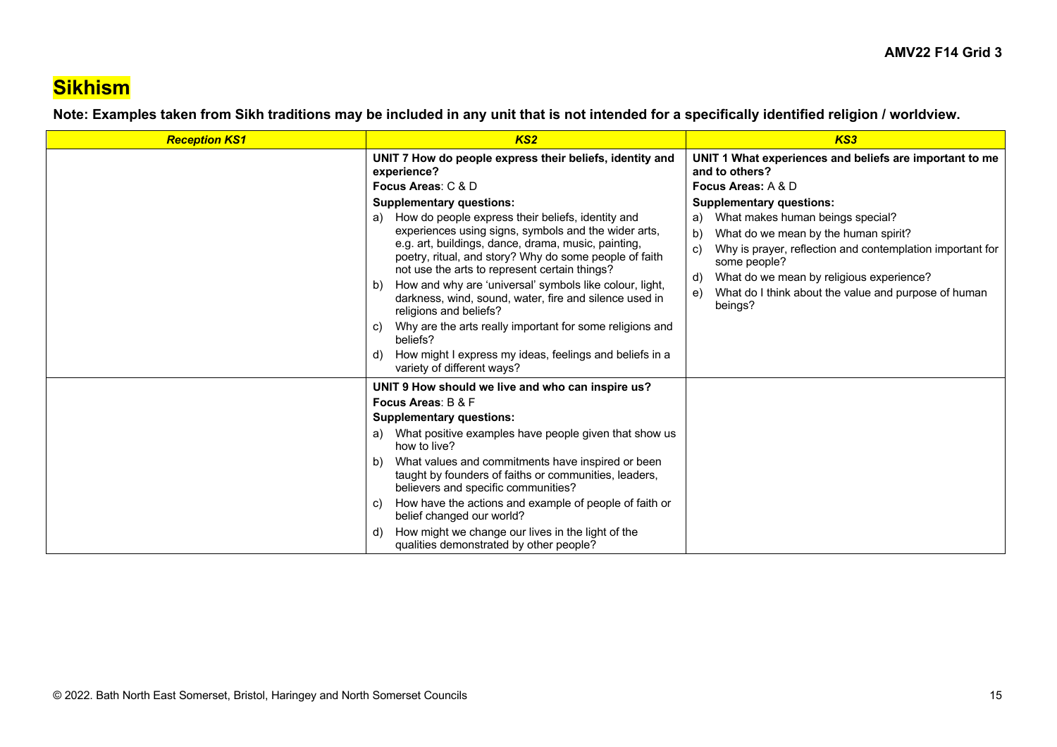# Sikhism

**Note: Examples taken from Sikh traditions may be included in any unit that is not intended for a specifically identified religion / worldview.**

| *Reception KS1* | *KS2* | *KS3* |
| --- | --- | --- |
| | **UNIT 7 How do people express their beliefs, identity and experience?**<br>**Focus Areas**: C & D<br>**Supplementary questions:**<br>a) How do people express their beliefs, identity and experiences using signs, symbols and the wider arts, e.g. art, buildings, dance, drama, music, painting, poetry, ritual, and story? Why do some people of faith not use the arts to represent certain things?<br>b) How and why are 'universal' symbols like colour, light, darkness, wind, sound, water, fire and silence used in religions and beliefs?<br>c) Why are the arts really important for some religions and beliefs?<br>d) How might I express my ideas, feelings and beliefs in a variety of different ways? | **UNIT 1 What experiences and beliefs are important to me and to others?**<br>**Focus Areas:** A & D<br>**Supplementary questions:**<br>a) What makes human beings special?<br>b) What do we mean by the human spirit?<br>c) Why is prayer, reflection and contemplation important for some people?<br>d) What do we mean by religious experience?<br>e) What do I think about the value and purpose of human beings? |
| | **UNIT 9 How should we live and who can inspire us?**<br>**Focus Areas**: B & F<br>**Supplementary questions:**<br>a) What positive examples have people given that show us how to live?<br>b) What values and commitments have inspired or been taught by founders of faiths or communities, leaders, believers and specific communities?<br>c) How have the actions and example of people of faith or belief changed our world?<br>d) How might we change our lives in the light of the qualities demonstrated by other people? | |

© 2022. Bath North East Somerset, Bristol, Haringey and North Somerset Councils